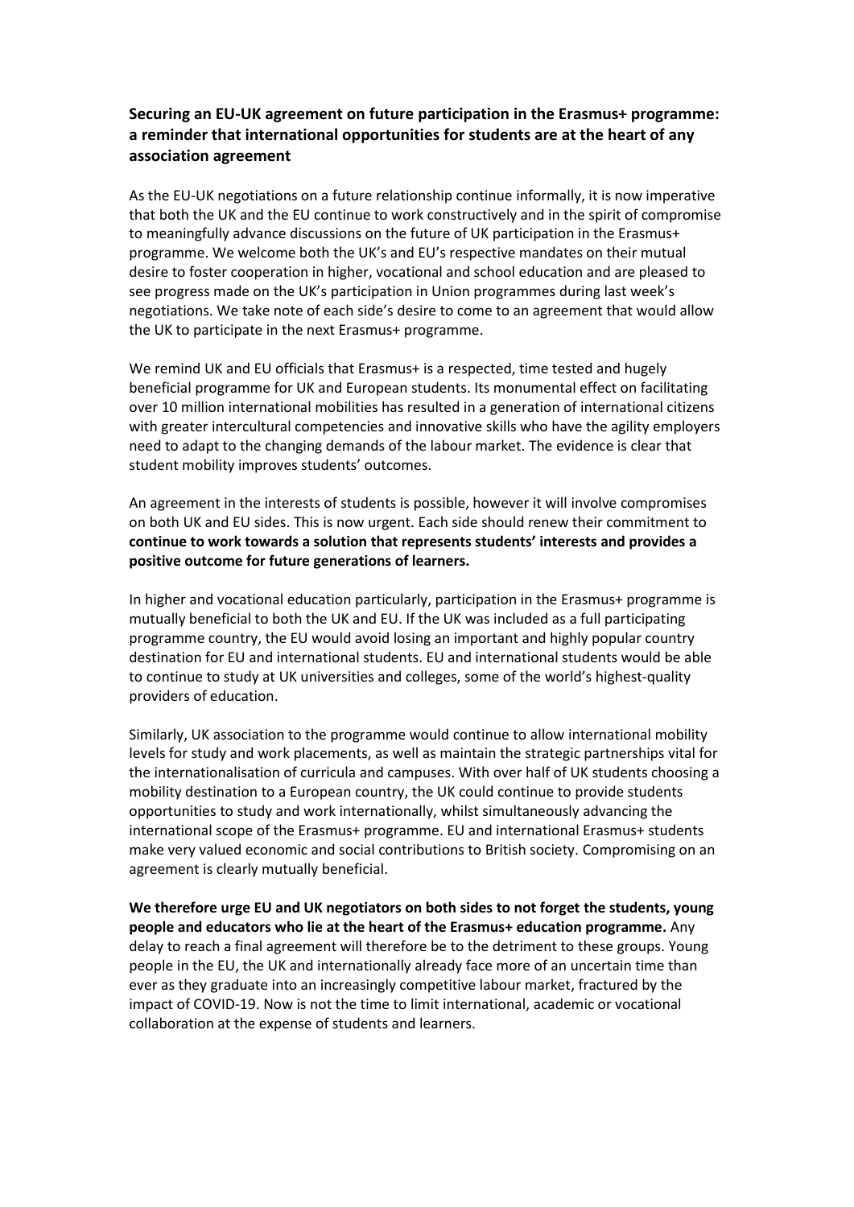## Securing an EU-UK agreement on future participation in the Erasmus+ programme: a reminder that international opportunities for students are at the heart of any association agreement

As the EU-UK negotiations on a future relationship continue informally, it is now imperative that both the UK and the EU continue to work constructively and in the spirit of compromise to meaningfully advance discussions on the future of UK participation in the Erasmus+ programme. We welcome both the UK's and EU's respective mandates on their mutual desire to foster cooperation in higher, vocational and school education and are pleased to see progress made on the UK's participation in Union programmes during last week's negotiations. We take note of each side's desire to come to an agreement that would allow the UK to participate in the next Erasmus+ programme.

We remind UK and EU officials that Erasmus+ is a respected, time tested and hugely beneficial programme for UK and European students. Its monumental effect on facilitating over 10 million international mobilities has resulted in a generation of international citizens with greater intercultural competencies and innovative skills who have the agility employers need to adapt to the changing demands of the labour market. The evidence is clear that student mobility improves students' outcomes.

An agreement in the interests of students is possible, however it will involve compromises on both UK and EU sides. This is now urgent. Each side should renew their commitment to **continue to work towards a solution that represents students' interests and provides a positive outcome for future generations of learners.**

In higher and vocational education particularly, participation in the Erasmus+ programme is mutually beneficial to both the UK and EU. If the UK was included as a full participating programme country, the EU would avoid losing an important and highly popular country destination for EU and international students. EU and international students would be able to continue to study at UK universities and colleges, some of the world's highest-quality providers of education.

Similarly, UK association to the programme would continue to allow international mobility levels for study and work placements, as well as maintain the strategic partnerships vital for the internationalisation of curricula and campuses. With over half of UK students choosing a mobility destination to a European country, the UK could continue to provide students opportunities to study and work internationally, whilst simultaneously advancing the international scope of the Erasmus+ programme. EU and international Erasmus+ students make very valued economic and social contributions to British society. Compromising on an agreement is clearly mutually beneficial.

**We therefore urge EU and UK negotiators on both sides to not forget the students, young people and educators who lie at the heart of the Erasmus+ education programme.** Any delay to reach a final agreement will therefore be to the detriment to these groups. Young people in the EU, the UK and internationally already face more of an uncertain time than ever as they graduate into an increasingly competitive labour market, fractured by the impact of COVID-19. Now is not the time to limit international, academic or vocational collaboration at the expense of students and learners.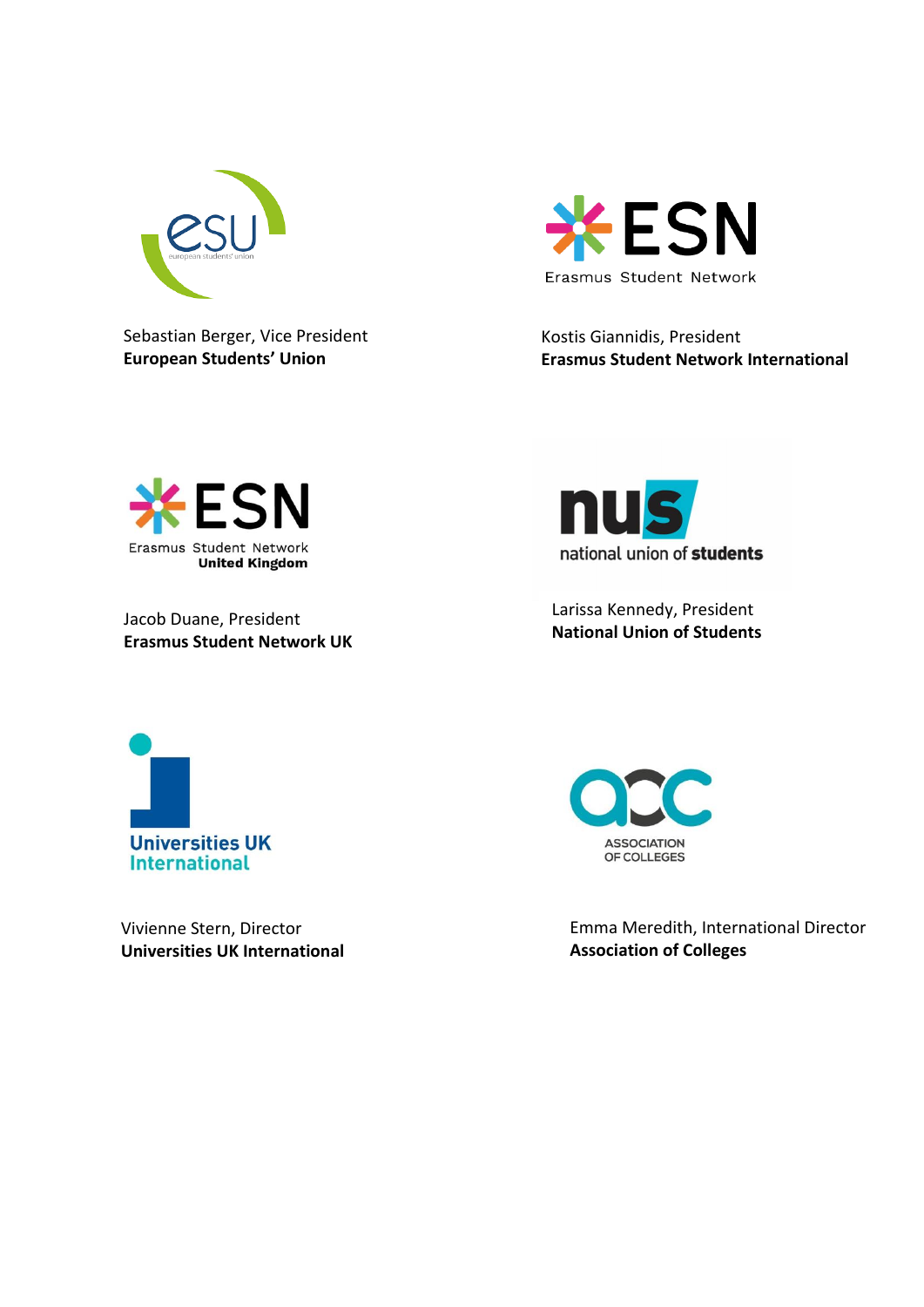Sebastian Berger, Vice President
**European Students' Union**

Kostis Giannidis, President
**Erasmus Student Network International**

Jacob Duane, President
**Erasmus Student Network UK**

Larissa Kennedy, President
**National Union of Students**

Vivienne Stern, Director
**Universities UK International**

Emma Meredith, International Director
**Association of Colleges**